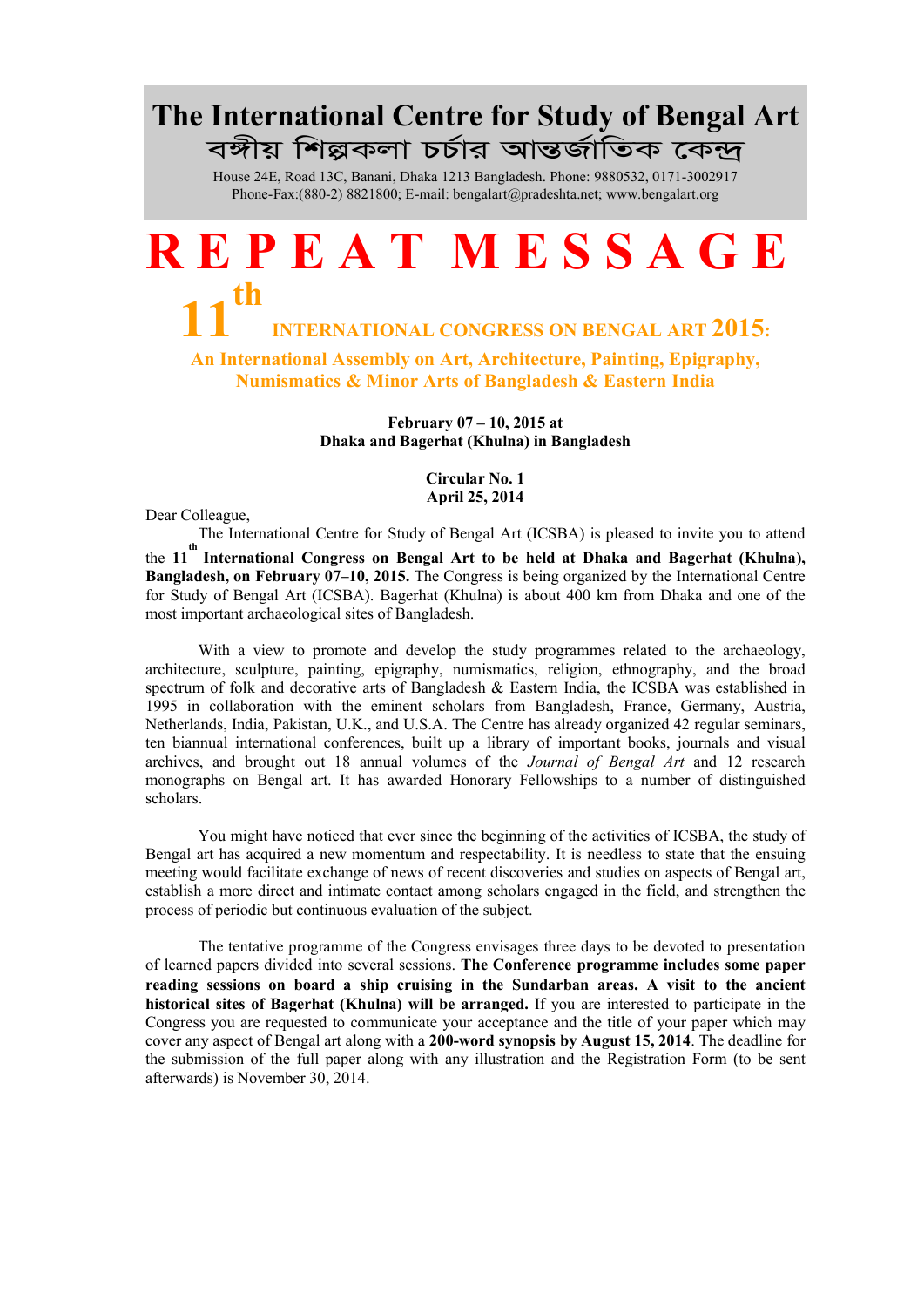# The International Centre for Study of Bengal Art

## বঙ্গীয় শিল্পকলা চর্চার আন্তর্জাতিক কেন্দ্র

House 24E, Road 13C, Banani, Dhaka 1213 Bangladesh. Phone: 9880532, 0171-3002917
Phone-Fax:(880-2) 8821800; E-mail: bengalart@pradeshta.net; www.bengalart.org

# R E P E A T M E S S A G E

## 11th INTERNATIONAL CONGRESS ON BENGAL ART 2015:

### An International Assembly on Art, Architecture, Painting, Epigraphy, Numismatics & Minor Arts of Bangladesh & Eastern India

**February 07 – 10, 2015 at**
**Dhaka and Bagerhat (Khulna) in Bangladesh**

**Circular No. 1**
**April 25, 2014**

Dear Colleague,

The International Centre for Study of Bengal Art (ICSBA) is pleased to invite you to attend the **11th International Congress on Bengal Art to be held at Dhaka and Bagerhat (Khulna), Bangladesh, on February 07–10, 2015.** The Congress is being organized by the International Centre for Study of Bengal Art (ICSBA). Bagerhat (Khulna) is about 400 km from Dhaka and one of the most important archaeological sites of Bangladesh.

With a view to promote and develop the study programmes related to the archaeology, architecture, sculpture, painting, epigraphy, numismatics, religion, ethnography, and the broad spectrum of folk and decorative arts of Bangladesh & Eastern India, the ICSBA was established in 1995 in collaboration with the eminent scholars from Bangladesh, France, Germany, Austria, Netherlands, India, Pakistan, U.K., and U.S.A. The Centre has already organized 42 regular seminars, ten biannual international conferences, built up a library of important books, journals and visual archives, and brought out 18 annual volumes of the *Journal of Bengal Art* and 12 research monographs on Bengal art. It has awarded Honorary Fellowships to a number of distinguished scholars.

You might have noticed that ever since the beginning of the activities of ICSBA, the study of Bengal art has acquired a new momentum and respectability. It is needless to state that the ensuing meeting would facilitate exchange of news of recent discoveries and studies on aspects of Bengal art, establish a more direct and intimate contact among scholars engaged in the field, and strengthen the process of periodic but continuous evaluation of the subject.

The tentative programme of the Congress envisages three days to be devoted to presentation of learned papers divided into several sessions. **The Conference programme includes some paper reading sessions on board a ship cruising in the Sundarban areas. A visit to the ancient historical sites of Bagerhat (Khulna) will be arranged.** If you are interested to participate in the Congress you are requested to communicate your acceptance and the title of your paper which may cover any aspect of Bengal art along with a **200-word synopsis by August 15, 2014**. The deadline for the submission of the full paper along with any illustration and the Registration Form (to be sent afterwards) is November 30, 2014.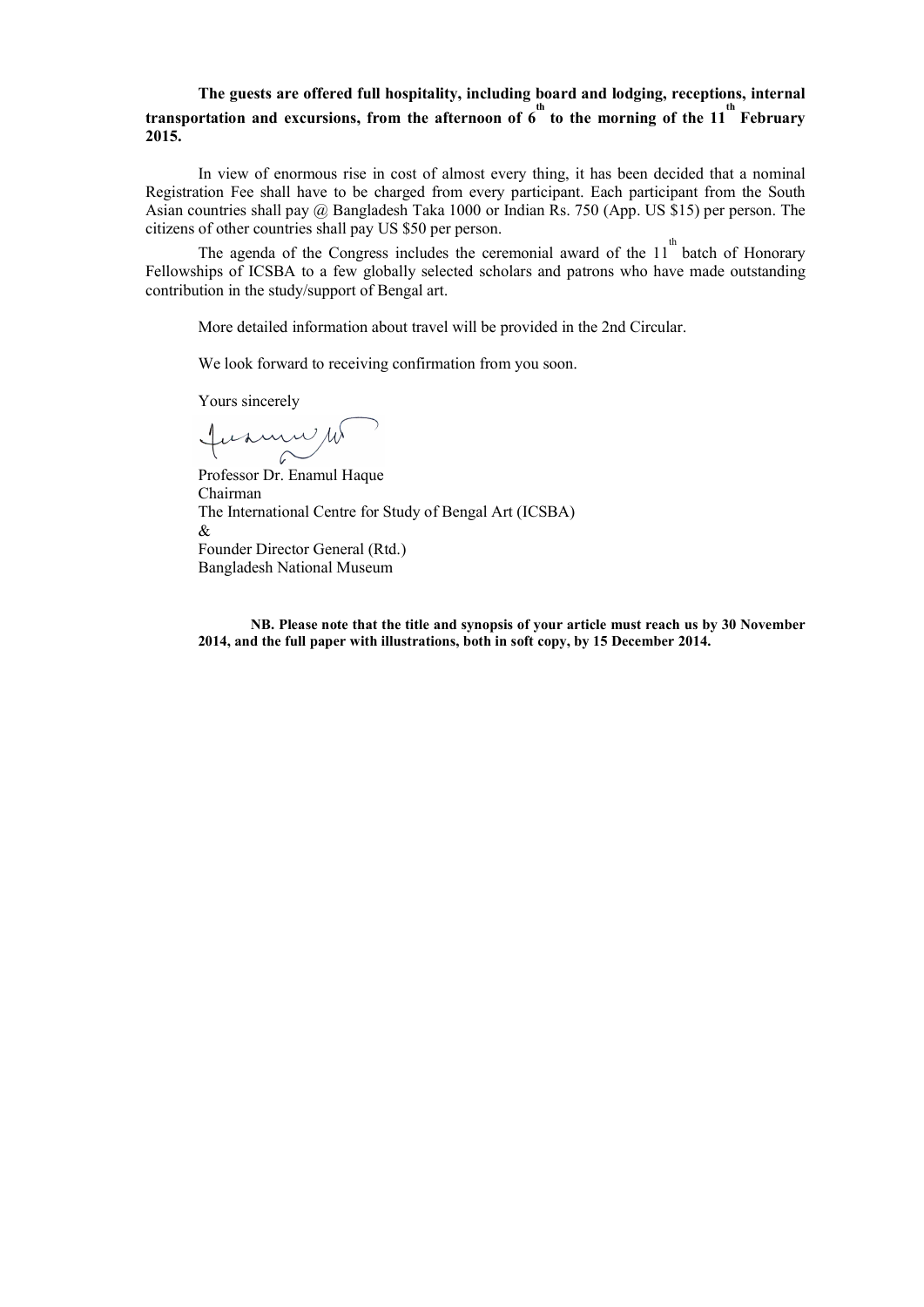**The guests are offered full hospitality, including board and lodging, receptions, internal transportation and excursions, from the afternoon of 6th to the morning of the 11th February 2015.**

In view of enormous rise in cost of almost every thing, it has been decided that a nominal Registration Fee shall have to be charged from every participant. Each participant from the South Asian countries shall pay @ Bangladesh Taka 1000 or Indian Rs. 750 (App. US $15) per person. The citizens of other countries shall pay US $50 per person.

The agenda of the Congress includes the ceremonial award of the 11th batch of Honorary Fellowships of ICSBA to a few globally selected scholars and patrons who have made outstanding contribution in the study/support of Bengal art.

More detailed information about travel will be provided in the 2nd Circular.

We look forward to receiving confirmation from you soon.

Yours sincerely

Professor Dr. Enamul Haque
Chairman
The International Centre for Study of Bengal Art (ICSBA)
&
Founder Director General (Rtd.)
Bangladesh National Museum

**NB. Please note that the title and synopsis of your article must reach us by 30 November 2014, and the full paper with illustrations, both in soft copy, by 15 December 2014.**